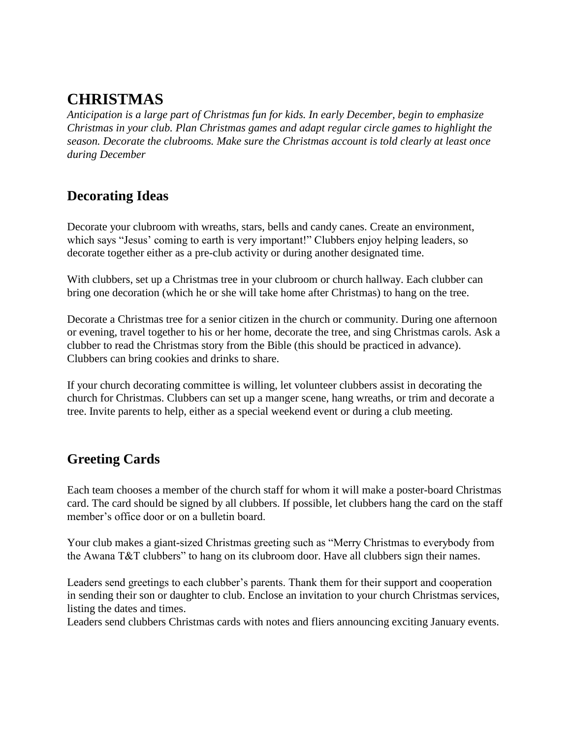# CHRISTMAS

*Anticipation is a large part of Christmas fun for kids. In early December, begin to emphasize Christmas in your club. Plan Christmas games and adapt regular circle games to highlight the season. Decorate the clubrooms. Make sure the Christmas account is told clearly at least once during December*

## Decorating Ideas

Decorate your clubroom with wreaths, stars, bells and candy canes. Create an environment, which says "Jesus' coming to earth is very important!" Clubbers enjoy helping leaders, so decorate together either as a pre-club activity or during another designated time.

With clubbers, set up a Christmas tree in your clubroom or church hallway. Each clubber can bring one decoration (which he or she will take home after Christmas) to hang on the tree.

Decorate a Christmas tree for a senior citizen in the church or community. During one afternoon or evening, travel together to his or her home, decorate the tree, and sing Christmas carols. Ask a clubber to read the Christmas story from the Bible (this should be practiced in advance). Clubbers can bring cookies and drinks to share.

If your church decorating committee is willing, let volunteer clubbers assist in decorating the church for Christmas. Clubbers can set up a manger scene, hang wreaths, or trim and decorate a tree. Invite parents to help, either as a special weekend event or during a club meeting.

## Greeting Cards

Each team chooses a member of the church staff for whom it will make a poster-board Christmas card. The card should be signed by all clubbers. If possible, let clubbers hang the card on the staff member's office door or on a bulletin board.

Your club makes a giant-sized Christmas greeting such as "Merry Christmas to everybody from the Awana T&T clubbers" to hang on its clubroom door. Have all clubbers sign their names.

Leaders send greetings to each clubber's parents. Thank them for their support and cooperation in sending their son or daughter to club. Enclose an invitation to your church Christmas services, listing the dates and times.
Leaders send clubbers Christmas cards with notes and fliers announcing exciting January events.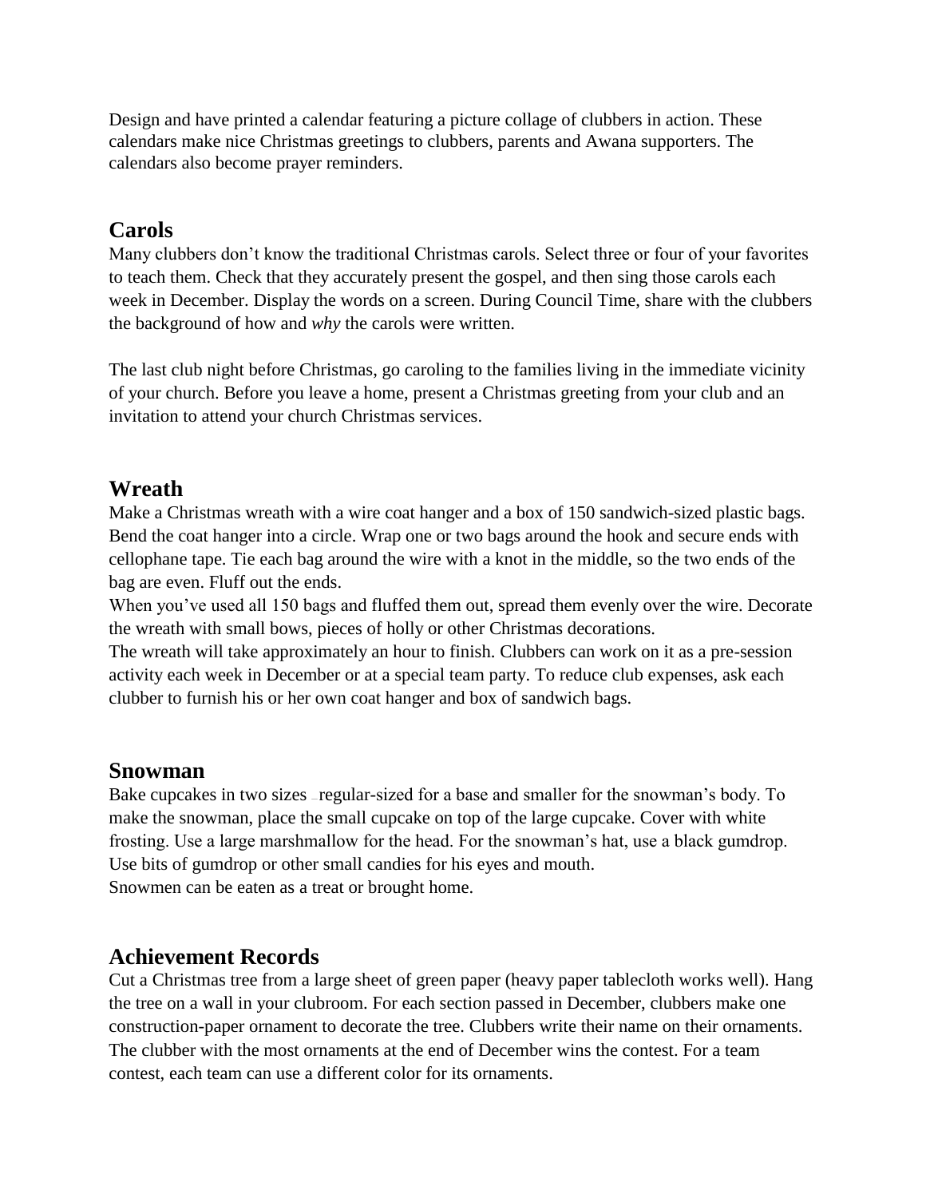Design and have printed a calendar featuring a picture collage of clubbers in action. These calendars make nice Christmas greetings to clubbers, parents and Awana supporters. The calendars also become prayer reminders.

## Carols

Many clubbers don't know the traditional Christmas carols. Select three or four of your favorites to teach them. Check that they accurately present the gospel, and then sing those carols each week in December. Display the words on a screen. During Council Time, share with the clubbers the background of how and *why* the carols were written.

The last club night before Christmas, go caroling to the families living in the immediate vicinity of your church. Before you leave a home, present a Christmas greeting from your club and an invitation to attend your church Christmas services.

## Wreath

Make a Christmas wreath with a wire coat hanger and a box of 150 sandwich-sized plastic bags. Bend the coat hanger into a circle. Wrap one or two bags around the hook and secure ends with cellophane tape. Tie each bag around the wire with a knot in the middle, so the two ends of the bag are even. Fluff out the ends.

When you've used all 150 bags and fluffed them out, spread them evenly over the wire. Decorate the wreath with small bows, pieces of holly or other Christmas decorations.

The wreath will take approximately an hour to finish. Clubbers can work on it as a pre-session activity each week in December or at a special team party. To reduce club expenses, ask each clubber to furnish his or her own coat hanger and box of sandwich bags.

## Snowman

Bake cupcakes in two sizes – regular-sized for a base and smaller for the snowman's body. To make the snowman, place the small cupcake on top of the large cupcake. Cover with white frosting. Use a large marshmallow for the head. For the snowman's hat, use a black gumdrop. Use bits of gumdrop or other small candies for his eyes and mouth.

Snowmen can be eaten as a treat or brought home.

## Achievement Records

Cut a Christmas tree from a large sheet of green paper (heavy paper tablecloth works well). Hang the tree on a wall in your clubroom. For each section passed in December, clubbers make one construction-paper ornament to decorate the tree. Clubbers write their name on their ornaments. The clubber with the most ornaments at the end of December wins the contest. For a team contest, each team can use a different color for its ornaments.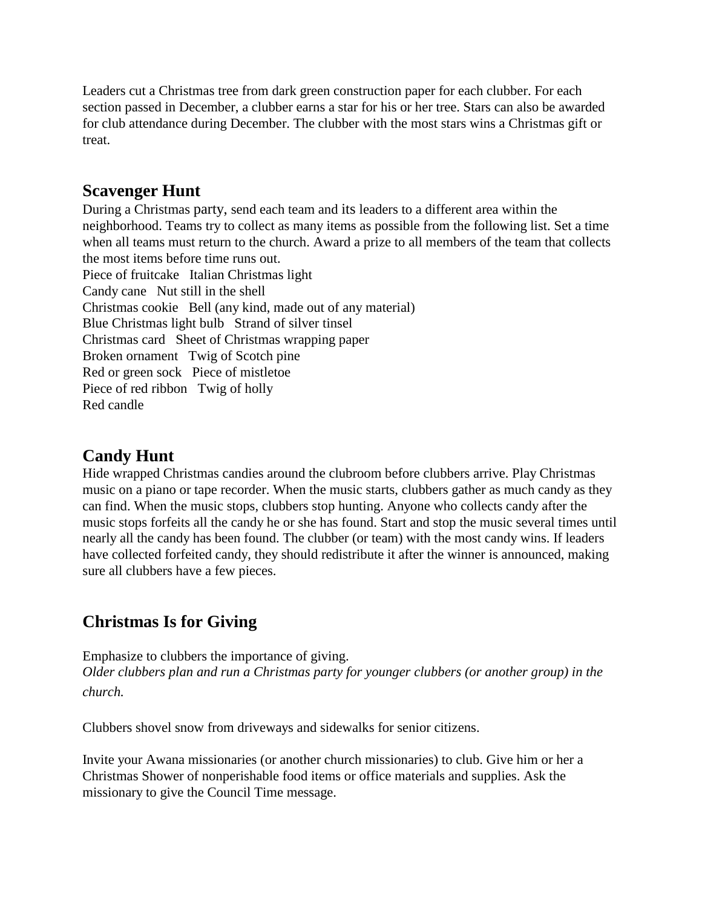Leaders cut a Christmas tree from dark green construction paper for each clubber. For each section passed in December, a clubber earns a star for his or her tree. Stars can also be awarded for club attendance during December. The clubber with the most stars wins a Christmas gift or treat.

## Scavenger Hunt

During a Christmas party, send each team and its leaders to a different area within the neighborhood. Teams try to collect as many items as possible from the following list. Set a time when all teams must return to the church. Award a prize to all members of the team that collects the most items before time runs out.

Piece of fruitcake   Italian Christmas light
Candy cane   Nut still in the shell
Christmas cookie   Bell (any kind, made out of any material)
Blue Christmas light bulb   Strand of silver tinsel
Christmas card   Sheet of Christmas wrapping paper
Broken ornament   Twig of Scotch pine
Red or green sock   Piece of mistletoe
Piece of red ribbon   Twig of holly
Red candle

## Candy Hunt

Hide wrapped Christmas candies around the clubroom before clubbers arrive. Play Christmas music on a piano or tape recorder. When the music starts, clubbers gather as much candy as they can find. When the music stops, clubbers stop hunting. Anyone who collects candy after the music stops forfeits all the candy he or she has found. Start and stop the music several times until nearly all the candy has been found. The clubber (or team) with the most candy wins. If leaders have collected forfeited candy, they should redistribute it after the winner is announced, making sure all clubbers have a few pieces.

## Christmas Is for Giving

Emphasize to clubbers the importance of giving.
*Older clubbers plan and run a Christmas party for younger clubbers (or another group) in the church.*

Clubbers shovel snow from driveways and sidewalks for senior citizens.

Invite your Awana missionaries (or another church missionaries) to club. Give him or her a Christmas Shower of nonperishable food items or office materials and supplies. Ask the missionary to give the Council Time message.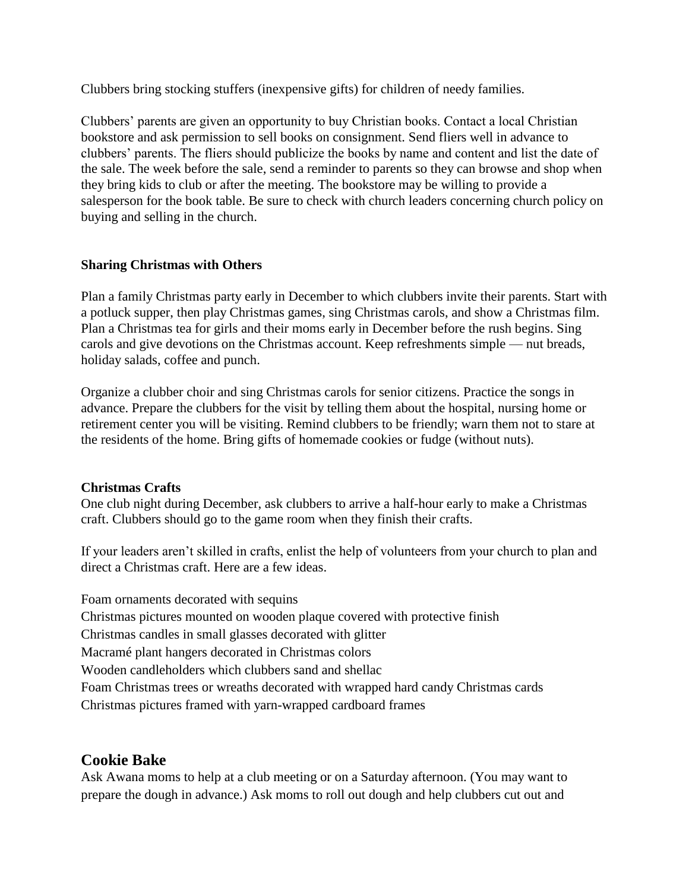Clubbers bring stocking stuffers (inexpensive gifts) for children of needy families.

Clubbers' parents are given an opportunity to buy Christian books. Contact a local Christian bookstore and ask permission to sell books on consignment. Send fliers well in advance to clubbers' parents. The fliers should publicize the books by name and content and list the date of the sale. The week before the sale, send a reminder to parents so they can browse and shop when they bring kids to club or after the meeting. The bookstore may be willing to provide a salesperson for the book table. Be sure to check with church leaders concerning church policy on buying and selling in the church.

**Sharing Christmas with Others**

Plan a family Christmas party early in December to which clubbers invite their parents. Start with a potluck supper, then play Christmas games, sing Christmas carols, and show a Christmas film. Plan a Christmas tea for girls and their moms early in December before the rush begins. Sing carols and give devotions on the Christmas account. Keep refreshments simple — nut breads, holiday salads, coffee and punch.

Organize a clubber choir and sing Christmas carols for senior citizens. Practice the songs in advance. Prepare the clubbers for the visit by telling them about the hospital, nursing home or retirement center you will be visiting. Remind clubbers to be friendly; warn them not to stare at the residents of the home. Bring gifts of homemade cookies or fudge (without nuts).

**Christmas Crafts**

One club night during December, ask clubbers to arrive a half-hour early to make a Christmas craft. Clubbers should go to the game room when they finish their crafts.

If your leaders aren't skilled in crafts, enlist the help of volunteers from your church to plan and direct a Christmas craft. Here are a few ideas.

Foam ornaments decorated with sequins
Christmas pictures mounted on wooden plaque covered with protective finish
Christmas candles in small glasses decorated with glitter
Macramé plant hangers decorated in Christmas colors
Wooden candleholders which clubbers sand and shellac
Foam Christmas trees or wreaths decorated with wrapped hard candy Christmas cards
Christmas pictures framed with yarn-wrapped cardboard frames

## Cookie Bake

Ask Awana moms to help at a club meeting or on a Saturday afternoon. (You may want to prepare the dough in advance.) Ask moms to roll out dough and help clubbers cut out and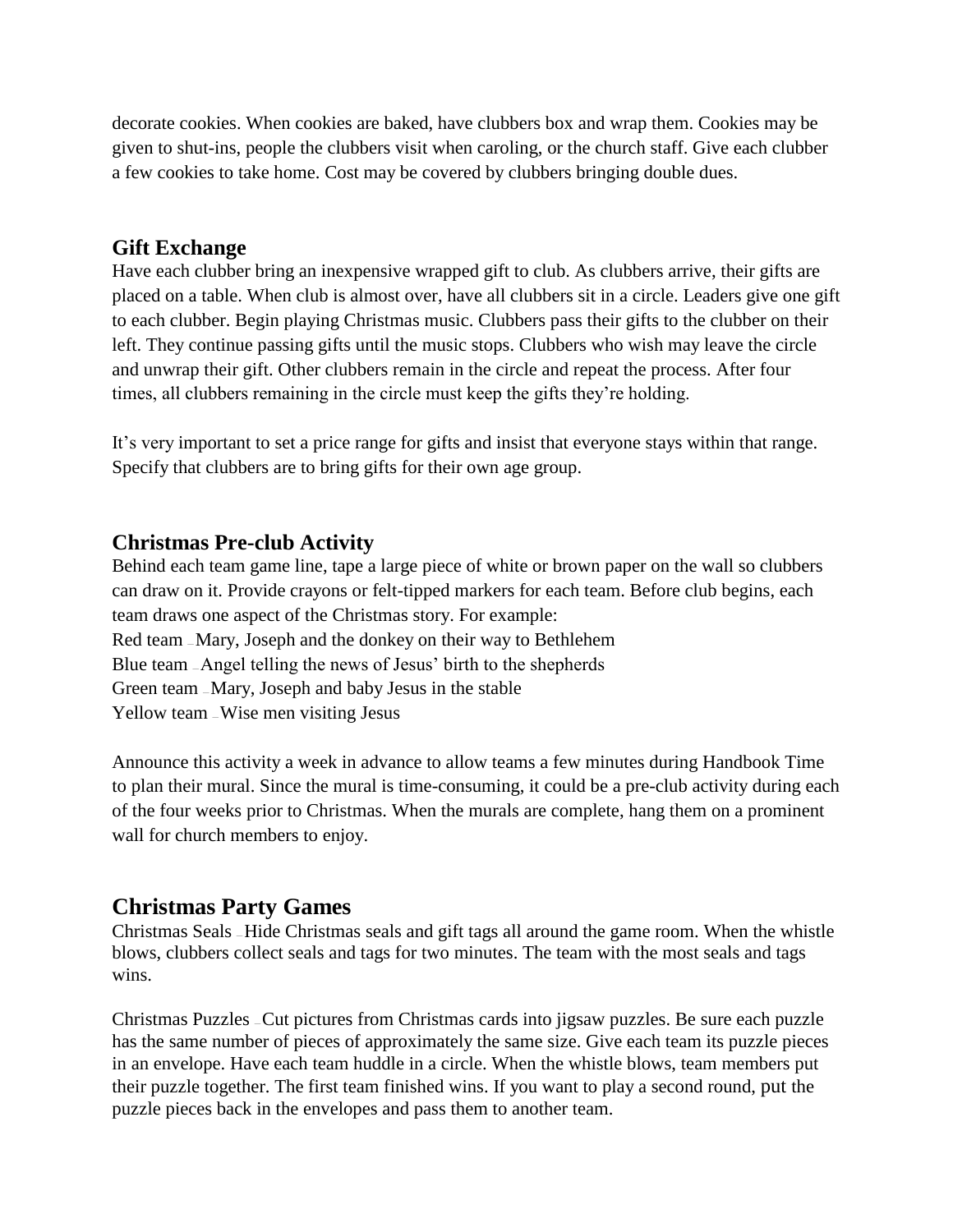decorate cookies. When cookies are baked, have clubbers box and wrap them. Cookies may be given to shut-ins, people the clubbers visit when caroling, or the church staff. Give each clubber a few cookies to take home. Cost may be covered by clubbers bringing double dues.

### Gift Exchange

Have each clubber bring an inexpensive wrapped gift to club. As clubbers arrive, their gifts are placed on a table. When club is almost over, have all clubbers sit in a circle. Leaders give one gift to each clubber. Begin playing Christmas music. Clubbers pass their gifts to the clubber on their left. They continue passing gifts until the music stops. Clubbers who wish may leave the circle and unwrap their gift. Other clubbers remain in the circle and repeat the process. After four times, all clubbers remaining in the circle must keep the gifts they're holding.

It's very important to set a price range for gifts and insist that everyone stays within that range. Specify that clubbers are to bring gifts for their own age group.

### Christmas Pre-club Activity

Behind each team game line, tape a large piece of white or brown paper on the wall so clubbers can draw on it. Provide crayons or felt-tipped markers for each team. Before club begins, each team draws one aspect of the Christmas story. For example:
Red team – Mary, Joseph and the donkey on their way to Bethlehem
Blue team – Angel telling the news of Jesus' birth to the shepherds
Green team – Mary, Joseph and baby Jesus in the stable
Yellow team – Wise men visiting Jesus

Announce this activity a week in advance to allow teams a few minutes during Handbook Time to plan their mural. Since the mural is time-consuming, it could be a pre-club activity during each of the four weeks prior to Christmas. When the murals are complete, hang them on a prominent wall for church members to enjoy.

## Christmas Party Games

Christmas Seals – Hide Christmas seals and gift tags all around the game room. When the whistle blows, clubbers collect seals and tags for two minutes. The team with the most seals and tags wins.

Christmas Puzzles – Cut pictures from Christmas cards into jigsaw puzzles. Be sure each puzzle has the same number of pieces of approximately the same size. Give each team its puzzle pieces in an envelope. Have each team huddle in a circle. When the whistle blows, team members put their puzzle together. The first team finished wins. If you want to play a second round, put the puzzle pieces back in the envelopes and pass them to another team.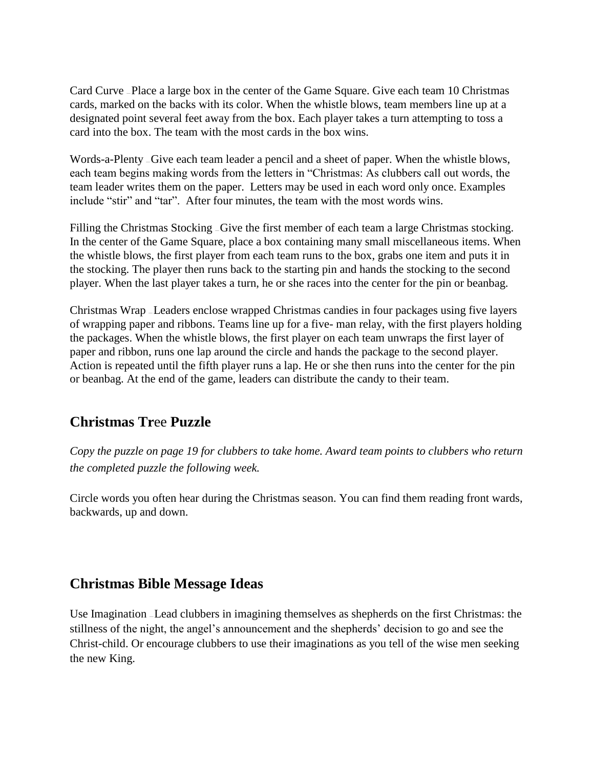Card Curve – Place a large box in the center of the Game Square. Give each team 10 Christmas cards, marked on the backs with its color. When the whistle blows, team members line up at a designated point several feet away from the box. Each player takes a turn attempting to toss a card into the box. The team with the most cards in the box wins.

Words-a-Plenty – Give each team leader a pencil and a sheet of paper. When the whistle blows, each team begins making words from the letters in “Christmas: As clubbers call out words, the team leader writes them on the paper. Letters may be used in each word only once. Examples include “stir” and “tar”. After four minutes, the team with the most words wins.

Filling the Christmas Stocking – Give the first member of each team a large Christmas stocking. In the center of the Game Square, place a box containing many small miscellaneous items. When the whistle blows, the first player from each team runs to the box, grabs one item and puts it in the stocking. The player then runs back to the starting pin and hands the stocking to the second player. When the last player takes a turn, he or she races into the center for the pin or beanbag.

Christmas Wrap – Leaders enclose wrapped Christmas candies in four packages using five layers of wrapping paper and ribbons. Teams line up for a five- man relay, with the first players holding the packages. When the whistle blows, the first player on each team unwraps the first layer of paper and ribbon, runs one lap around the circle and hands the package to the second player. Action is repeated until the fifth player runs a lap. He or she then runs into the center for the pin or beanbag. At the end of the game, leaders can distribute the candy to their team.

## Christmas Tree Puzzle

*Copy the puzzle on page 19 for clubbers to take home. Award team points to clubbers who return the completed puzzle the following week.*

Circle words you often hear during the Christmas season. You can find them reading front wards, backwards, up and down.

## Christmas Bible Message Ideas

Use Imagination – Lead clubbers in imagining themselves as shepherds on the first Christmas: the stillness of the night, the angel’s announcement and the shepherds’ decision to go and see the Christ-child. Or encourage clubbers to use their imaginations as you tell of the wise men seeking the new King.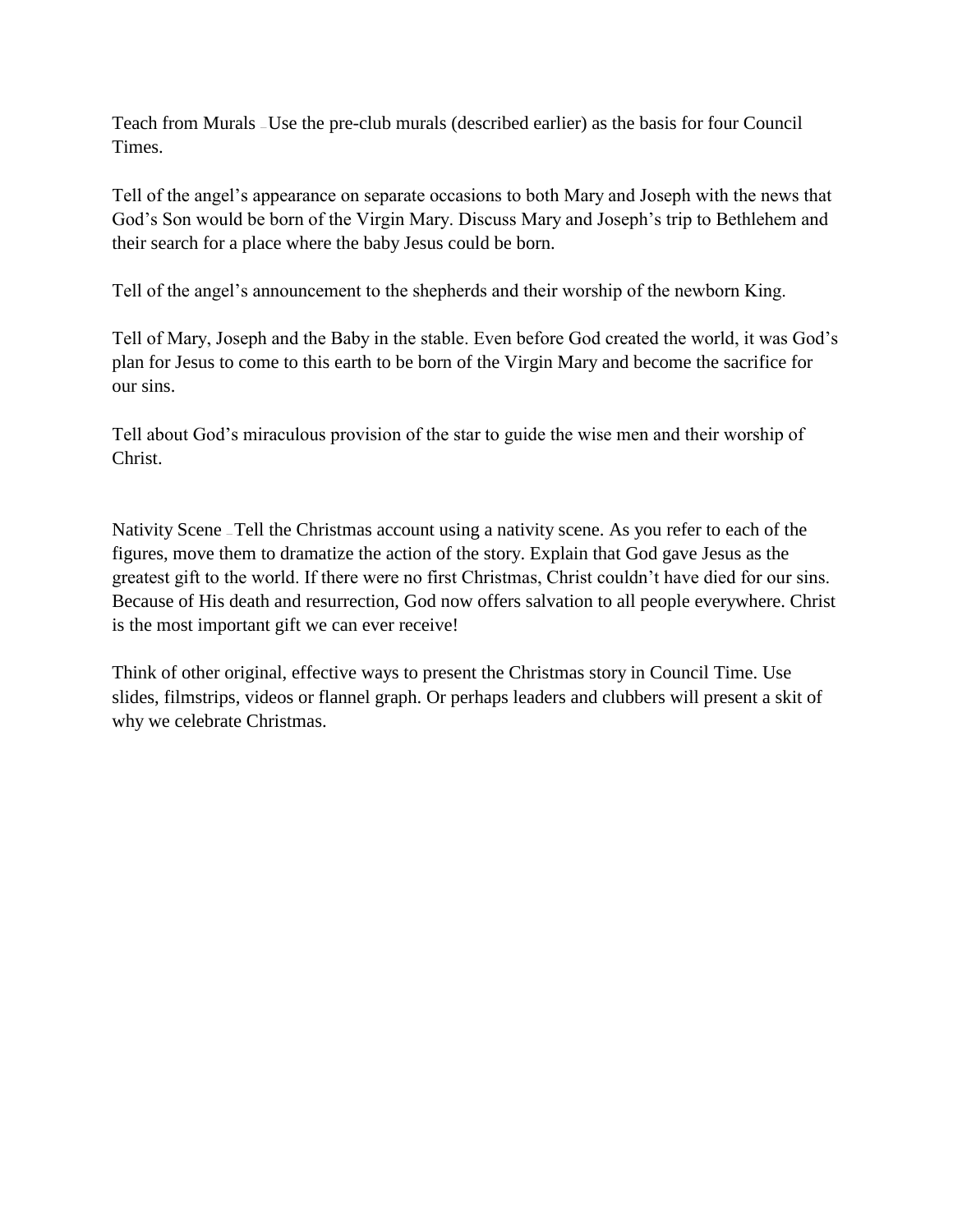Teach from Murals – Use the pre-club murals (described earlier) as the basis for four Council Times.

Tell of the angel's appearance on separate occasions to both Mary and Joseph with the news that God's Son would be born of the Virgin Mary. Discuss Mary and Joseph's trip to Bethlehem and their search for a place where the baby Jesus could be born.

Tell of the angel's announcement to the shepherds and their worship of the newborn King.

Tell of Mary, Joseph and the Baby in the stable. Even before God created the world, it was God's plan for Jesus to come to this earth to be born of the Virgin Mary and become the sacrifice for our sins.

Tell about God's miraculous provision of the star to guide the wise men and their worship of Christ.

Nativity Scene – Tell the Christmas account using a nativity scene. As you refer to each of the figures, move them to dramatize the action of the story. Explain that God gave Jesus as the greatest gift to the world. If there were no first Christmas, Christ couldn't have died for our sins. Because of His death and resurrection, God now offers salvation to all people everywhere. Christ is the most important gift we can ever receive!

Think of other original, effective ways to present the Christmas story in Council Time. Use slides, filmstrips, videos or flannel graph. Or perhaps leaders and clubbers will present a skit of why we celebrate Christmas.